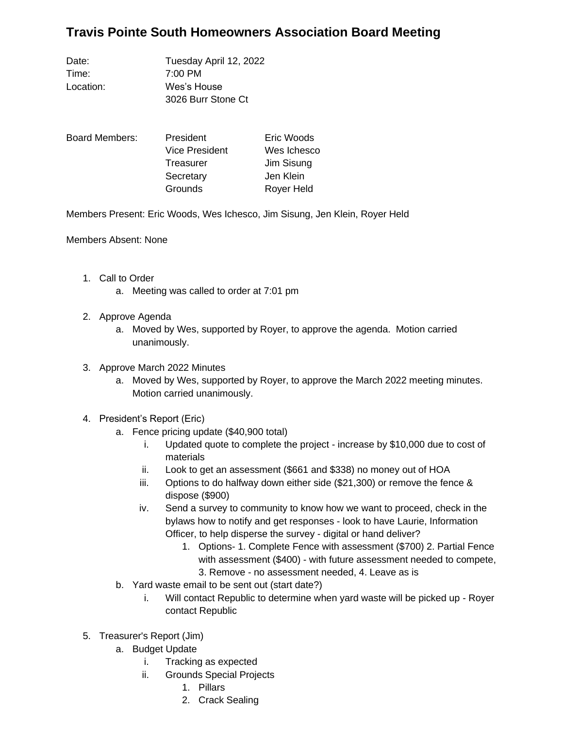# Travis Pointe South Homeowners Association Board Meeting

Date: Tuesday April 12, 2022
Time: 7:00 PM
Location: Wes's House
3026 Burr Stone Ct

Board Members:

| | |
|---|---|
| President | Eric Woods |
| Vice President | Wes Ichesco |
| Treasurer | Jim Sisung |
| Secretary | Jen Klein |
| Grounds | Royer Held |

Members Present: Eric Woods, Wes Ichesco, Jim Sisung, Jen Klein, Royer Held

Members Absent: None

1. Call to Order
    a. Meeting was called to order at 7:01 pm

2. Approve Agenda
    a. Moved by Wes, supported by Royer, to approve the agenda. Motion carried unanimously.

3. Approve March 2022 Minutes
    a. Moved by Wes, supported by Royer, to approve the March 2022 meeting minutes. Motion carried unanimously.

4. President's Report (Eric)
    a. Fence pricing update ($40,900 total)
        i. Updated quote to complete the project - increase by $10,000 due to cost of materials
        ii. Look to get an assessment ($661 and $338) no money out of HOA
        iii. Options to do halfway down either side ($21,300) or remove the fence & dispose ($900)
        iv. Send a survey to community to know how we want to proceed, check in the bylaws how to notify and get responses - look to have Laurie, Information Officer, to help disperse the survey - digital or hand deliver?
            1. Options- 1. Complete Fence with assessment ($700) 2. Partial Fence with assessment ($400) - with future assessment needed to compete, 3. Remove - no assessment needed, 4. Leave as is
    b. Yard waste email to be sent out (start date?)
        i. Will contact Republic to determine when yard waste will be picked up - Royer contact Republic

5. Treasurer's Report (Jim)
    a. Budget Update
        i. Tracking as expected
        ii. Grounds Special Projects
            1. Pillars
            2. Crack Sealing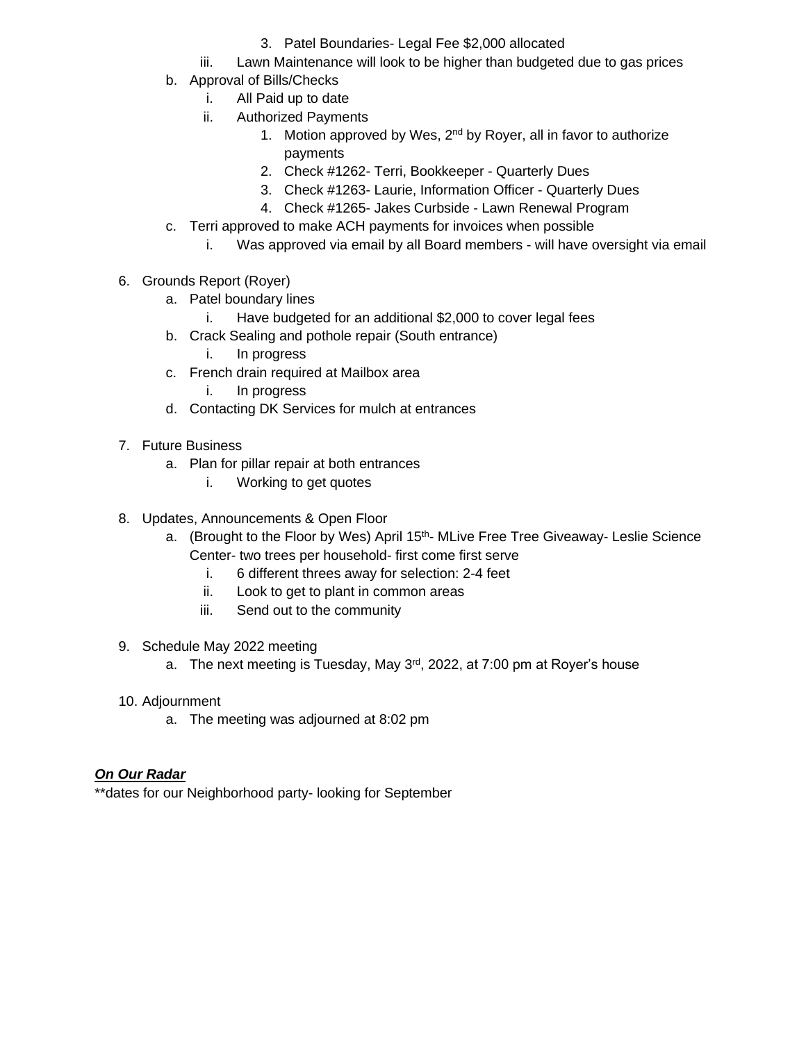3. Patel Boundaries- Legal Fee $2,000 allocated

iii. Lawn Maintenance will look to be higher than budgeted due to gas prices

b. Approval of Bills/Checks
   i. All Paid up to date
   ii. Authorized Payments
      1. Motion approved by Wes, 2nd by Royer, all in favor to authorize payments
      2. Check #1262- Terri, Bookkeeper - Quarterly Dues
      3. Check #1263- Laurie, Information Officer - Quarterly Dues
      4. Check #1265- Jakes Curbside - Lawn Renewal Program
c. Terri approved to make ACH payments for invoices when possible
   i. Was approved via email by all Board members - will have oversight via email

6. Grounds Report (Royer)
   a. Patel boundary lines
      i. Have budgeted for an additional $2,000 to cover legal fees
   b. Crack Sealing and pothole repair (South entrance)
      i. In progress
   c. French drain required at Mailbox area
      i. In progress
   d. Contacting DK Services for mulch at entrances

7. Future Business
   a. Plan for pillar repair at both entrances
      i. Working to get quotes

8. Updates, Announcements & Open Floor
   a. (Brought to the Floor by Wes) April 15th- MLive Free Tree Giveaway- Leslie Science Center- two trees per household- first come first serve
      i. 6 different threes away for selection: 2-4 feet
      ii. Look to get to plant in common areas
      iii. Send out to the community

9. Schedule May 2022 meeting
   a. The next meeting is Tuesday, May 3rd, 2022, at 7:00 pm at Royer's house

10. Adjournment
    a. The meeting was adjourned at 8:02 pm

***<u>On Our Radar</u>***

**dates for our Neighborhood party- looking for September